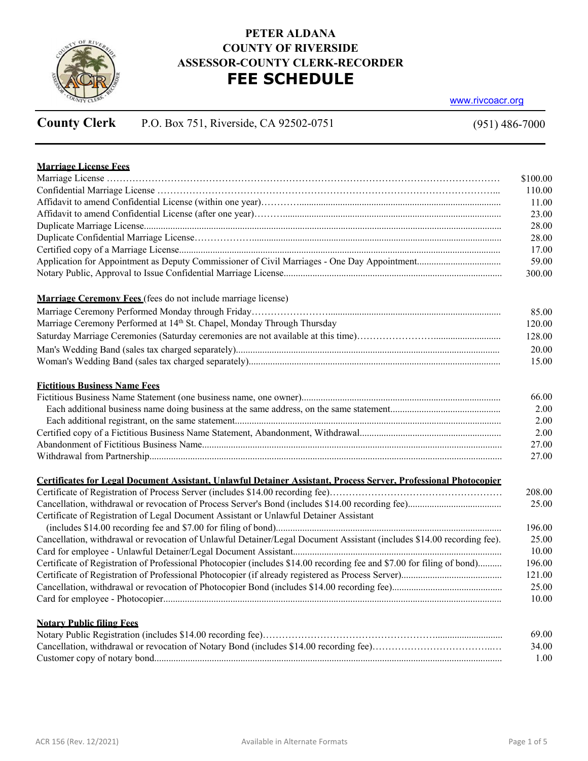# PETER ALDANA
# COUNTY OF RIVERSIDE
# ASSESSOR-COUNTY CLERK-RECORDER
# FEE SCHEDULE

www.rivcoacr.org

**County Clerk** P.O. Box 751, Riverside, CA 92502-0751 (951) 486-7000

### Marriage License Fees

| Item | Fee |
|---|---|
| Marriage License | $100.00 |
| Confidential Marriage License | 110.00 |
| Affidavit to amend Confidential License (within one year) | 11.00 |
| Affidavit to amend Confidential License (after one year) | 23.00 |
| Duplicate Marriage License | 28.00 |
| Duplicate Confidential Marriage License | 28.00 |
| Certified copy of a Marriage License | 17.00 |
| Application for Appointment as Deputy Commissioner of Civil Marriages - One Day Appointment | 59.00 |
| Notary Public, Approval to Issue Confidential Marriage License | 300.00 |

### Marriage Ceremony Fees (fees do not include marriage license)

| Item | Fee |
|---|---|
| Marriage Ceremony Performed Monday through Friday | 85.00 |
| Marriage Ceremony Performed at 14th St. Chapel, Monday Through Thursday | 120.00 |
| Saturday Marriage Ceremonies (Saturday ceremonies are not available at this time) | 128.00 |
| Man's Wedding Band (sales tax charged separately) | 20.00 |
| Woman's Wedding Band (sales tax charged separately) | 15.00 |

### Fictitious Business Name Fees

| Item | Fee |
|---|---|
| Fictitious Business Name Statement (one business name, one owner) | 66.00 |
| Each additional business name doing business at the same address, on the same statement | 2.00 |
| Each additional registrant, on the same statement | 2.00 |
| Certified copy of a Fictitious Business Name Statement, Abandonment, Withdrawal | 2.00 |
| Abandonment of Fictitious Business Name | 27.00 |
| Withdrawal from Partnership | 27.00 |

### Certificates for Legal Document Assistant, Unlawful Detainer Assistant, Process Server, Professional Photocopier

| Item | Fee |
|---|---|
| Certificate of Registration of Process Server (includes $14.00 recording fee) | 208.00 |
| Cancellation, withdrawal or revocation of Process Server's Bond (includes $14.00 recording fee) | 25.00 |
| Certificate of Registration of Legal Document Assistant or Unlawful Detainer Assistant (includes $14.00 recording fee and $7.00 for filing of bond) | 196.00 |
| Cancellation, withdrawal or revocation of Unlawful Detainer/Legal Document Assistant (includes $14.00 recording fee). | 25.00 |
| Card for employee - Unlawful Detainer/Legal Document Assistant | 10.00 |
| Certificate of Registration of Professional Photocopier (includes $14.00 recording fee and $7.00 for filing of bond) | 196.00 |
| Certificate of Registration of Professional Photocopier (if already registered as Process Server) | 121.00 |
| Cancellation, withdrawal or revocation of Photocopier Bond (includes $14.00 recording fee) | 25.00 |
| Card for employee - Photocopier | 10.00 |

### Notary Public filing Fees

| Item | Fee |
|---|---|
| Notary Public Registration (includes $14.00 recording fee) | 69.00 |
| Cancellation, withdrawal or revocation of Notary Bond (includes $14.00 recording fee) | 34.00 |
| Customer copy of notary bond | 1.00 |

ACR 156 (Rev. 12/2021) Available in Alternate Formats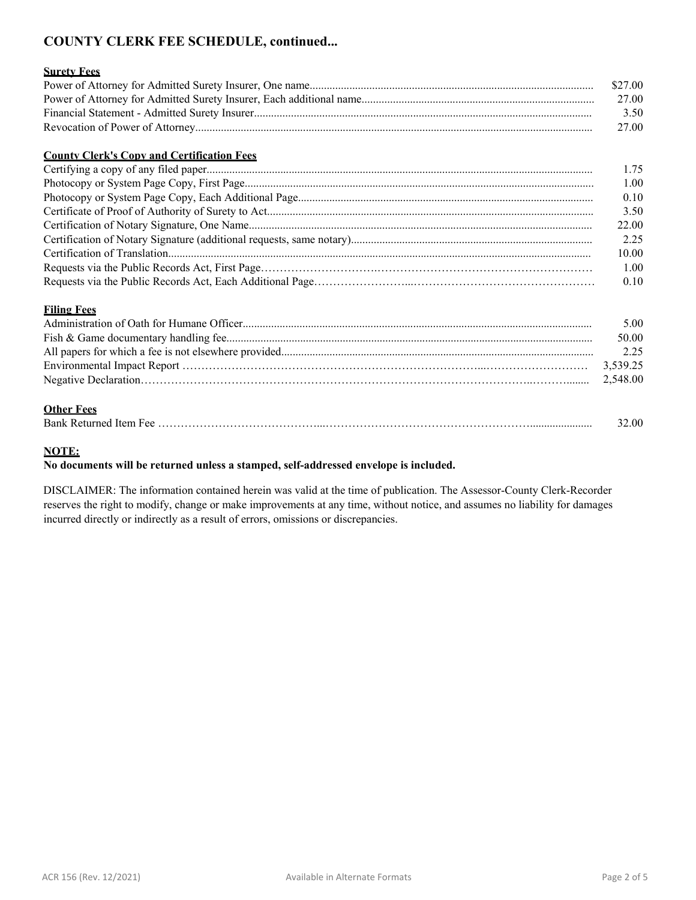## COUNTY CLERK FEE SCHEDULE, continued...

**Surety Fees**

| | |
|---|---|
| Power of Attorney for Admitted Surety Insurer, One name | $27.00 |
| Power of Attorney for Admitted Surety Insurer, Each additional name | 27.00 |
| Financial Statement - Admitted Surety Insurer | 3.50 |
| Revocation of Power of Attorney | 27.00 |

**County Clerk's Copy and Certification Fees**

| | |
|---|---|
| Certifying a copy of any filed paper | 1.75 |
| Photocopy or System Page Copy, First Page | 1.00 |
| Photocopy or System Page Copy, Each Additional Page | 0.10 |
| Certificate of Proof of Authority of Surety to Act | 3.50 |
| Certification of Notary Signature, One Name | 22.00 |
| Certification of Notary Signature (additional requests, same notary) | 2.25 |
| Certification of Translation | 10.00 |
| Requests via the Public Records Act, First Page | 1.00 |
| Requests via the Public Records Act, Each Additional Page | 0.10 |

**Filing Fees**

| | |
|---|---|
| Administration of Oath for Humane Officer | 5.00 |
| Fish & Game documentary handling fee | 50.00 |
| All papers for which a fee is not elsewhere provided | 2.25 |
| Environmental Impact Report | 3,539.25 |
| Negative Declaration | 2,548.00 |

**Other Fees**

| | |
|---|---|
| Bank Returned Item Fee | 32.00 |

**NOTE:**

**No documents will be returned unless a stamped, self-addressed envelope is included.**

DISCLAIMER: The information contained herein was valid at the time of publication. The Assessor-County Clerk-Recorder reserves the right to modify, change or make improvements at any time, without notice, and assumes no liability for damages incurred directly or indirectly as a result of errors, omissions or discrepancies.

ACR 156 (Rev. 12/2021) Available in Alternate Formats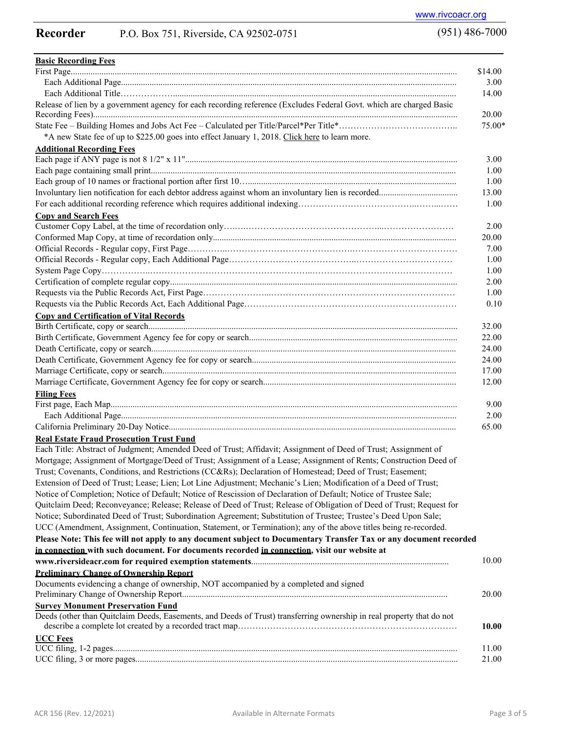www.rivcoacr.org

**Recorder** P.O. Box 751, Riverside, CA 92502-0751 (951) 486-7000

**Basic Recording Fees**

| | |
|---|---|
| First Page | $14.00 |
| Each Additional Page | 3.00 |
| Each Additional Title | 14.00 |
| Release of lien by a government agency for each recording reference (Excludes Federal Govt. which are charged Basic Recording Fees) | 20.00 |
| State Fee – Building Homes and Jobs Act Fee – Calculated per Title/Parcel*Per Title* | 75.00* |

*A new State fee of up to $225.00 goes into effect January 1, 2018. Click here to learn more.

**Additional Recording Fees**

| | |
|---|---|
| Each page if ANY page is not 8 1/2" x 11" | 3.00 |
| Each page containing small print | 1.00 |
| Each group of 10 names or fractional portion after first 10 | 1.00 |
| Involuntary lien notification for each debtor address against whom an involuntary lien is recorded | 13.00 |
| For each additional recording reference which requires additional indexing | 1.00 |

**Copy and Search Fees**

| | |
|---|---|
| Customer Copy Label, at the time of recordation only | 2.00 |
| Conformed Map Copy, at time of recordation only | 20.00 |
| Official Records - Regular copy, First Page | 7.00 |
| Official Records - Regular copy, Each Additional Page | 1.00 |
| System Page Copy | 1.00 |
| Certification of complete regular copy | 2.00 |
| Requests via the Public Records Act, First Page | 1.00 |
| Requests via the Public Records Act, Each Additional Page | 0.10 |

**Copy and Certification of Vital Records**

| | |
|---|---|
| Birth Certificate, copy or search | 32.00 |
| Birth Certificate, Government Agency fee for copy or search | 22.00 |
| Death Certificate, copy or search | 24.00 |
| Death Certificate, Government Agency fee for copy or search | 24.00 |
| Marriage Certificate, copy or search | 17.00 |
| Marriage Certificate, Government Agency fee for copy or search | 12.00 |

**Filing Fees**

| | |
|---|---|
| First page, Each Map | 9.00 |
| Each Additional Page | 2.00 |
| California Preliminary 20-Day Notice | 65.00 |

**Real Estate Fraud Prosecution Trust Fund**

Each Title: Abstract of Judgment; Amended Deed of Trust; Affidavit; Assignment of Deed of Trust; Assignment of Mortgage; Assignment of Mortgage/Deed of Trust; Assignment of a Lease; Assignment of Rents; Construction Deed of Trust; Covenants, Conditions, and Restrictions (CC&Rs); Declaration of Homestead; Deed of Trust; Easement; Extension of Deed of Trust; Lease; Lien; Lot Line Adjustment; Mechanic's Lien; Modification of a Deed of Trust; Notice of Completion; Notice of Default; Notice of Rescission of Declaration of Default; Notice of Trustee Sale; Quitclaim Deed; Reconveyance; Release; Release of Deed of Trust; Release of Obligation of Deed of Trust; Request for Notice; Subordinated Deed of Trust; Subordination Agreement; Substitution of Trustee; Trustee's Deed Upon Sale; UCC (Amendment, Assignment, Continuation, Statement, or Termination); any of the above titles being re-recorded.

**Please Note: This fee will not apply to any document subject to Documentary Transfer Tax or any document recorded <u>in connection</u> with such document. For documents recorded <u>in connection</u>, visit our website at www.riversideacr.com for required exemption statements** ........ 10.00

**Preliminary Change of Ownership Report**

| | |
|---|---|
| Documents evidencing a change of ownership, NOT accompanied by a completed and signed Preliminary Change of Ownership Report | 20.00 |

**Survey Monument Preservation Fund**

| | |
|---|---|
| Deeds (other than Quitclaim Deeds, Easements, and Deeds of Trust) transferring ownership in real property that do not describe a complete lot created by a recorded tract map | **10.00** |

**UCC Fees**

| | |
|---|---|
| UCC filing, 1-2 pages | 11.00 |
| UCC filing, 3 or more pages | 21.00 |

ACR 156 (Rev. 12/2021) Available in Alternate Formats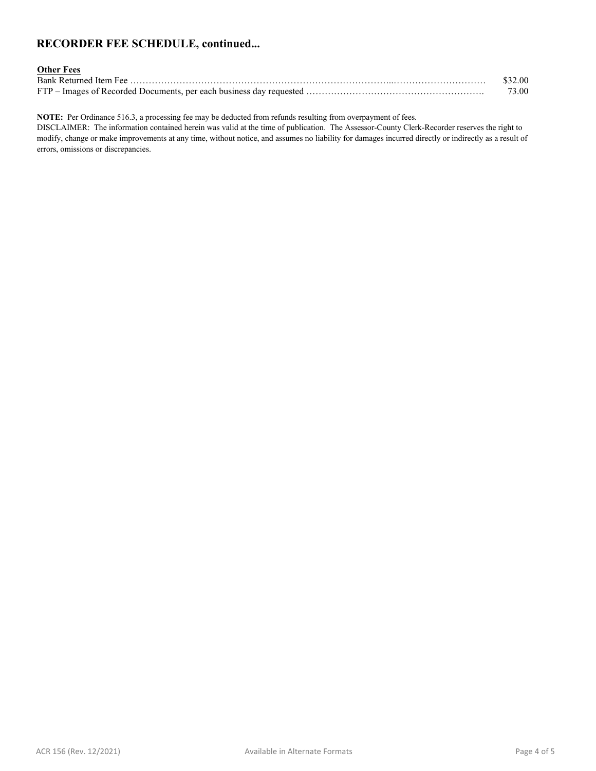## RECORDER FEE SCHEDULE, continued...

**Other Fees**

| | |
|---|---|
| Bank Returned Item Fee | $32.00 |
| FTP – Images of Recorded Documents, per each business day requested | 73.00 |

**NOTE:** Per Ordinance 516.3, a processing fee may be deducted from refunds resulting from overpayment of fees.

DISCLAIMER: The information contained herein was valid at the time of publication. The Assessor-County Clerk-Recorder reserves the right to modify, change or make improvements at any time, without notice, and assumes no liability for damages incurred directly or indirectly as a result of errors, omissions or discrepancies.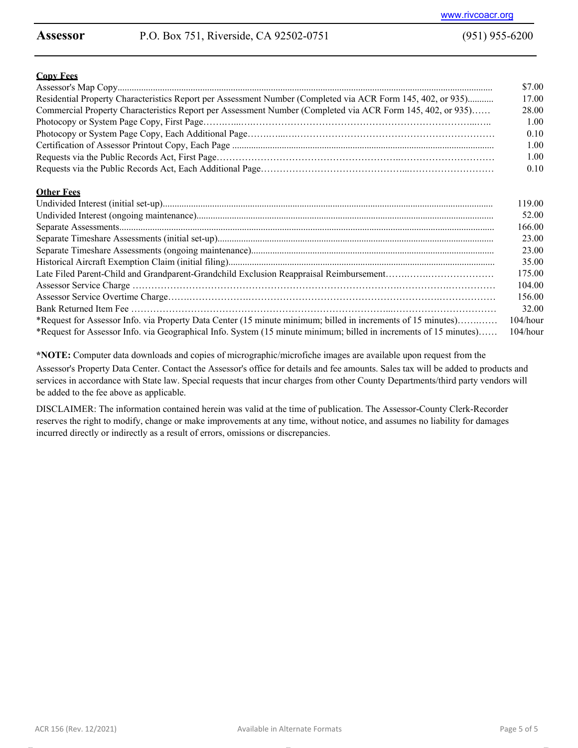## Copy Fees

| | |
|---|---|
| Assessor's Map Copy | $7.00 |
| Residential Property Characteristics Report per Assessment Number (Completed via ACR Form 145, 402, or 935) | 17.00 |
| Commercial Property Characteristics Report per Assessment Number (Completed via ACR Form 145, 402, or 935) | 28.00 |
| Photocopy or System Page Copy, First Page | 1.00 |
| Photocopy or System Page Copy, Each Additional Page | 0.10 |
| Certification of Assessor Printout Copy, Each Page | 1.00 |
| Requests via the Public Records Act, First Page | 1.00 |
| Requests via the Public Records Act, Each Additional Page | 0.10 |

## Other Fees

| | |
|---|---|
| Undivided Interest (initial set-up) | 119.00 |
| Undivided Interest (ongoing maintenance) | 52.00 |
| Separate Assessments | 166.00 |
| Separate Timeshare Assessments (initial set-up) | 23.00 |
| Separate Timeshare Assessments (ongoing maintenance) | 23.00 |
| Historical Aircraft Exemption Claim (initial filing) | 35.00 |
| Late Filed Parent-Child and Grandparent-Grandchild Exclusion Reappraisal Reimbursement | 175.00 |
| Assessor Service Charge | 104.00 |
| Assessor Service Overtime Charge | 156.00 |
| Bank Returned Item Fee | 32.00 |
| *Request for Assessor Info. via Property Data Center (15 minute minimum; billed in increments of 15 minutes) | 104/hour |
| *Request for Assessor Info. via Geographical Info. System (15 minute minimum; billed in increments of 15 minutes) | 104/hour |

***NOTE:** Computer data downloads and copies of micrographic/microfiche images are available upon request from the Assessor's Property Data Center. Contact the Assessor's office for details and fee amounts. Sales tax will be added to products and services in accordance with State law. Special requests that incur charges from other County Departments/third party vendors will be added to the fee above as applicable.

DISCLAIMER: The information contained herein was valid at the time of publication. The Assessor-County Clerk-Recorder reserves the right to modify, change or make improvements at any time, without notice, and assumes no liability for damages incurred directly or indirectly as a result of errors, omissions or discrepancies.